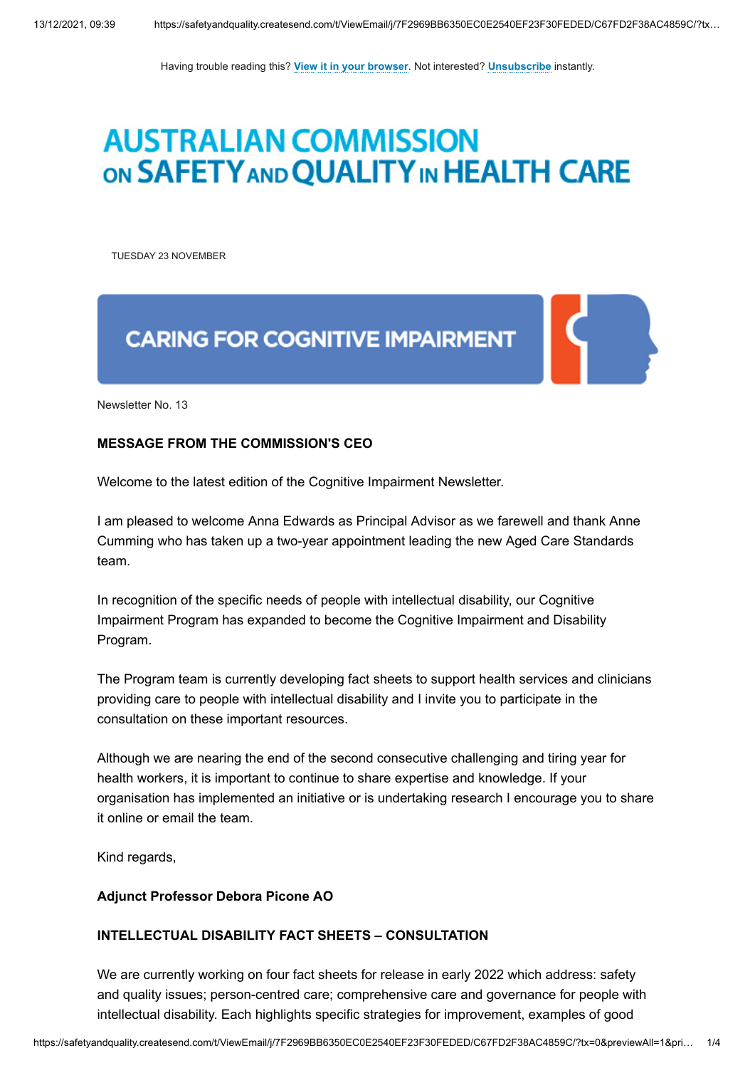Having trouble reading this? View it in your browser. Not interested? Unsubscribe instantly.

# AUSTRALIAN COMMISSION ON SAFETY AND QUALITY IN HEALTH CARE

TUESDAY 23 NOVEMBER

## CARING FOR COGNITIVE IMPAIRMENT

Newsletter No. 13

**MESSAGE FROM THE COMMISSION'S CEO**

Welcome to the latest edition of the Cognitive Impairment Newsletter.

I am pleased to welcome Anna Edwards as Principal Advisor as we farewell and thank Anne Cumming who has taken up a two-year appointment leading the new Aged Care Standards team.

In recognition of the specific needs of people with intellectual disability, our Cognitive Impairment Program has expanded to become the Cognitive Impairment and Disability Program.

The Program team is currently developing fact sheets to support health services and clinicians providing care to people with intellectual disability and I invite you to participate in the consultation on these important resources.

Although we are nearing the end of the second consecutive challenging and tiring year for health workers, it is important to continue to share expertise and knowledge. If your organisation has implemented an initiative or is undertaking research I encourage you to share it online or email the team.

Kind regards,

**Adjunct Professor Debora Picone AO**

**INTELLECTUAL DISABILITY FACT SHEETS – CONSULTATION**

We are currently working on four fact sheets for release in early 2022 which address: safety and quality issues; person-centred care; comprehensive care and governance for people with intellectual disability. Each highlights specific strategies for improvement, examples of good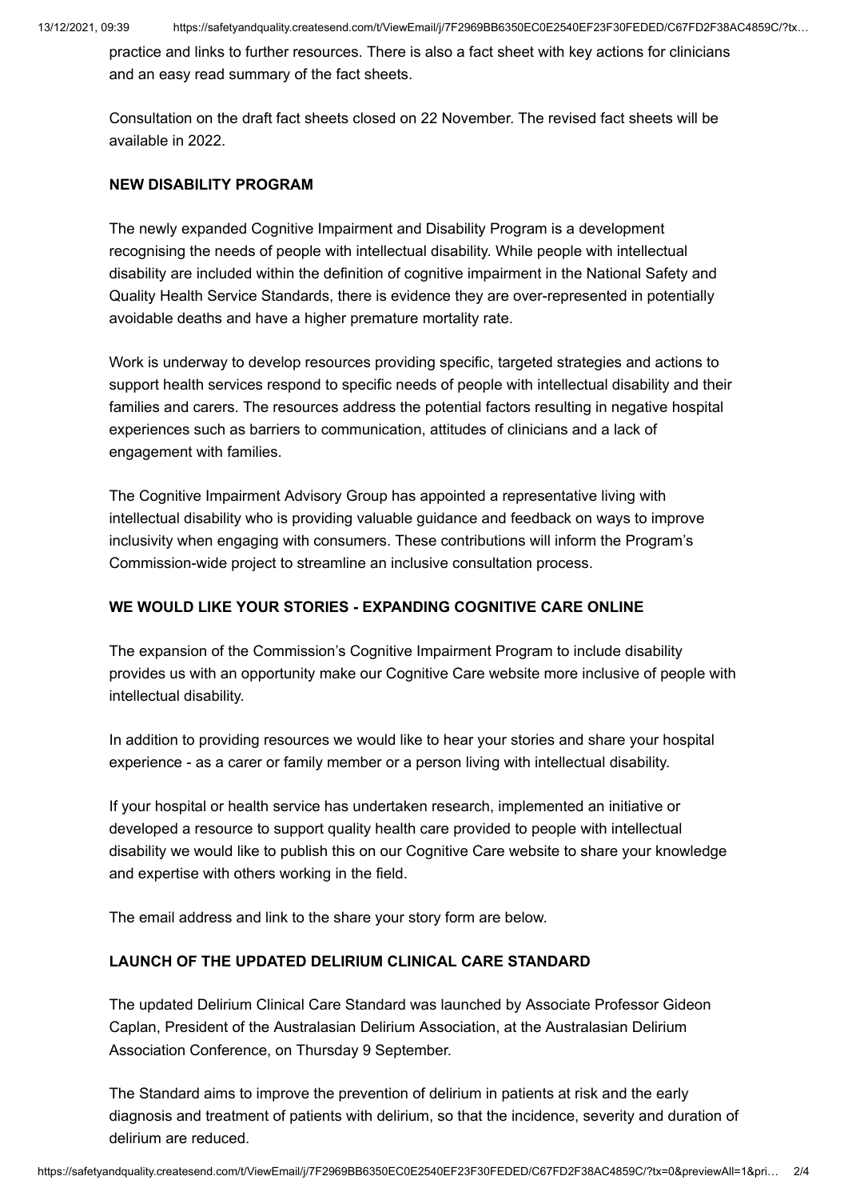practice and links to further resources. There is also a fact sheet with key actions for clinicians and an easy read summary of the fact sheets.

Consultation on the draft fact sheets closed on 22 November. The revised fact sheets will be available in 2022.

**NEW DISABILITY PROGRAM**

The newly expanded Cognitive Impairment and Disability Program is a development recognising the needs of people with intellectual disability. While people with intellectual disability are included within the definition of cognitive impairment in the National Safety and Quality Health Service Standards, there is evidence they are over-represented in potentially avoidable deaths and have a higher premature mortality rate.

Work is underway to develop resources providing specific, targeted strategies and actions to support health services respond to specific needs of people with intellectual disability and their families and carers. The resources address the potential factors resulting in negative hospital experiences such as barriers to communication, attitudes of clinicians and a lack of engagement with families.

The Cognitive Impairment Advisory Group has appointed a representative living with intellectual disability who is providing valuable guidance and feedback on ways to improve inclusivity when engaging with consumers. These contributions will inform the Program's Commission-wide project to streamline an inclusive consultation process.

**WE WOULD LIKE YOUR STORIES - EXPANDING COGNITIVE CARE ONLINE**

The expansion of the Commission's Cognitive Impairment Program to include disability provides us with an opportunity make our Cognitive Care website more inclusive of people with intellectual disability.

In addition to providing resources we would like to hear your stories and share your hospital experience - as a carer or family member or a person living with intellectual disability.

If your hospital or health service has undertaken research, implemented an initiative or developed a resource to support quality health care provided to people with intellectual disability we would like to publish this on our Cognitive Care website to share your knowledge and expertise with others working in the field.

The email address and link to the share your story form are below.

**LAUNCH OF THE UPDATED DELIRIUM CLINICAL CARE STANDARD**

The updated Delirium Clinical Care Standard was launched by Associate Professor Gideon Caplan, President of the Australasian Delirium Association, at the Australasian Delirium Association Conference, on Thursday 9 September.

The Standard aims to improve the prevention of delirium in patients at risk and the early diagnosis and treatment of patients with delirium, so that the incidence, severity and duration of delirium are reduced.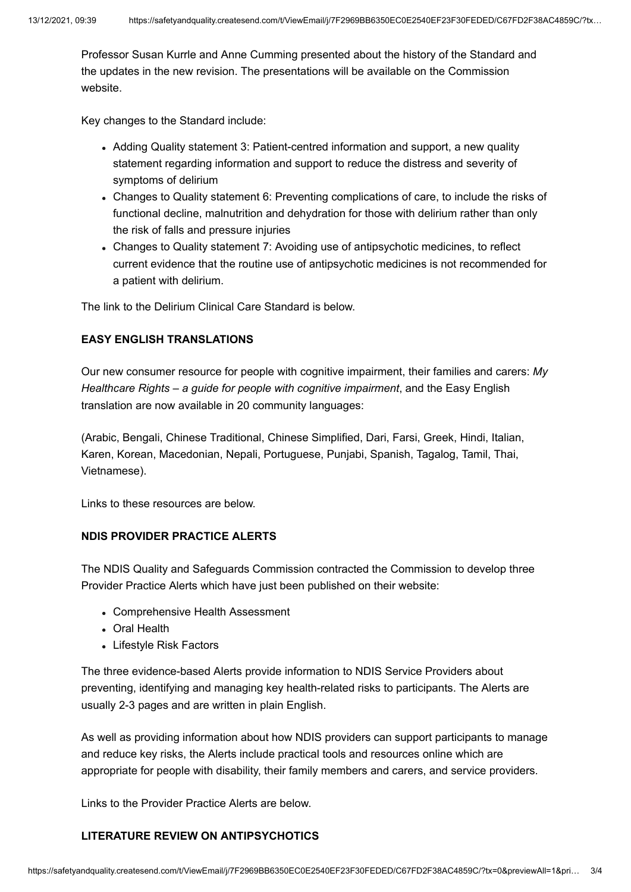Professor Susan Kurrle and Anne Cumming presented about the history of the Standard and the updates in the new revision. The presentations will be available on the Commission website.

Key changes to the Standard include:

- Adding Quality statement 3: Patient-centred information and support, a new quality statement regarding information and support to reduce the distress and severity of symptoms of delirium
- Changes to Quality statement 6: Preventing complications of care, to include the risks of functional decline, malnutrition and dehydration for those with delirium rather than only the risk of falls and pressure injuries
- Changes to Quality statement 7: Avoiding use of antipsychotic medicines, to reflect current evidence that the routine use of antipsychotic medicines is not recommended for a patient with delirium.

The link to the Delirium Clinical Care Standard is below.

**EASY ENGLISH TRANSLATIONS**

Our new consumer resource for people with cognitive impairment, their families and carers: *My Healthcare Rights – a guide for people with cognitive impairment*, and the Easy English translation are now available in 20 community languages:

(Arabic, Bengali, Chinese Traditional, Chinese Simplified, Dari, Farsi, Greek, Hindi, Italian, Karen, Korean, Macedonian, Nepali, Portuguese, Punjabi, Spanish, Tagalog, Tamil, Thai, Vietnamese).

Links to these resources are below.

**NDIS PROVIDER PRACTICE ALERTS**

The NDIS Quality and Safeguards Commission contracted the Commission to develop three Provider Practice Alerts which have just been published on their website:

- Comprehensive Health Assessment
- Oral Health
- Lifestyle Risk Factors

The three evidence-based Alerts provide information to NDIS Service Providers about preventing, identifying and managing key health-related risks to participants. The Alerts are usually 2-3 pages and are written in plain English.

As well as providing information about how NDIS providers can support participants to manage and reduce key risks, the Alerts include practical tools and resources online which are appropriate for people with disability, their family members and carers, and service providers.

Links to the Provider Practice Alerts are below.

**LITERATURE REVIEW ON ANTIPSYCHOTICS**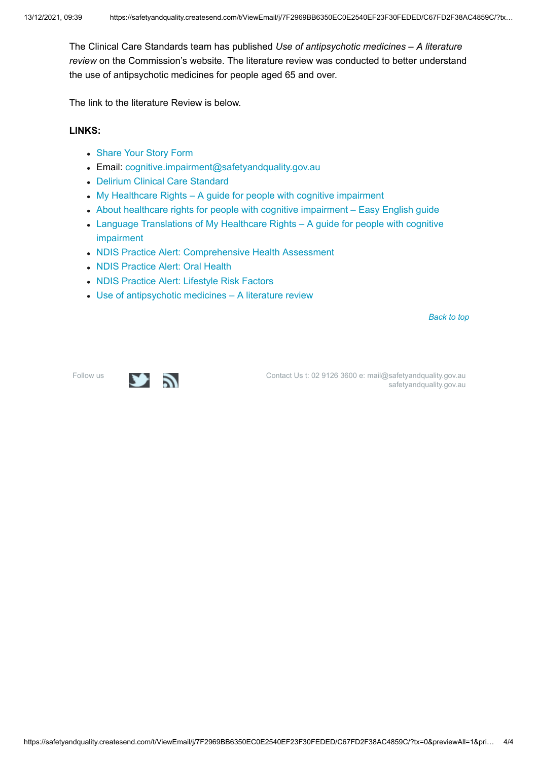The Clinical Care Standards team has published *Use of antipsychotic medicines – A literature review* on the Commission's website. The literature review was conducted to better understand the use of antipsychotic medicines for people aged 65 and over.

The link to the literature Review is below.

**LINKS:**

- Share Your Story Form
- Email: cognitive.impairment@safetyandquality.gov.au
- Delirium Clinical Care Standard
- My Healthcare Rights – A guide for people with cognitive impairment
- About healthcare rights for people with cognitive impairment – Easy English guide
- Language Translations of My Healthcare Rights – A guide for people with cognitive impairment
- NDIS Practice Alert: Comprehensive Health Assessment
- NDIS Practice Alert: Oral Health
- NDIS Practice Alert: Lifestyle Risk Factors
- Use of antipsychotic medicines – A literature review

*Back to top*

Follow us

Contact Us t: 02 9126 3600 e: mail@safetyandquality.gov.au
safetyandquality.gov.au